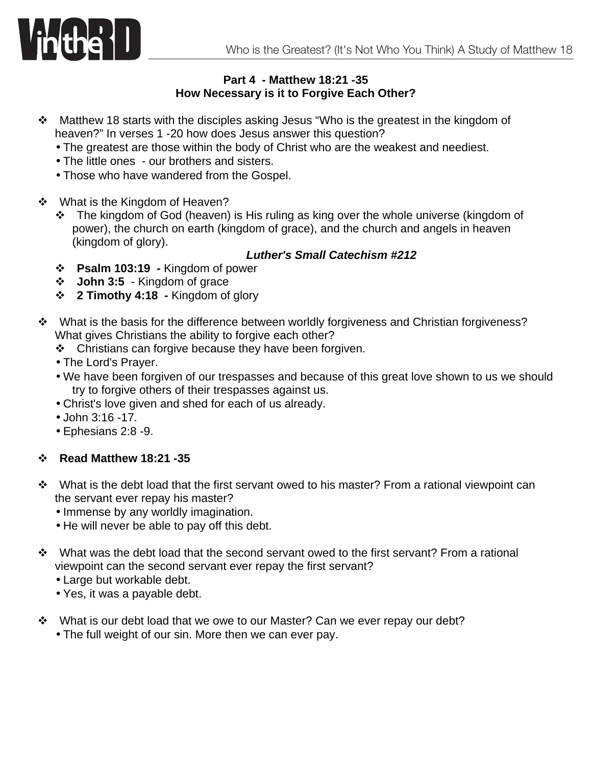## Part 4 - Matthew 18:21 -35
## How Necessary is it to Forgive Each Other?

- Matthew 18 starts with the disciples asking Jesus "Who is the greatest in the kingdom of heaven?" In verses 1 -20 how does Jesus answer this question?
  - The greatest are those within the body of Christ who are the weakest and neediest.
  - The little ones - our brothers and sisters.
  - Those who have wandered from the Gospel.

- What is the Kingdom of Heaven?
  - The kingdom of God (heaven) is His ruling as king over the whole universe (kingdom of power), the church on earth (kingdom of grace), and the church and angels in heaven (kingdom of glory).

    ***Luther's Small Catechism #212***
  - **Psalm 103:19 -** Kingdom of power
  - **John 3:5** - Kingdom of grace
  - **2 Timothy 4:18 -** Kingdom of glory

- What is the basis for the difference between worldly forgiveness and Christian forgiveness? What gives Christians the ability to forgive each other?
  - Christians can forgive because they have been forgiven.
  - The Lord's Prayer.
  - We have been forgiven of our trespasses and because of this great love shown to us we should try to forgive others of their trespasses against us.
  - Christ's love given and shed for each of us already.
  - John 3:16 -17.
  - Ephesians 2:8 -9.

- **Read Matthew 18:21 -35**

- What is the debt load that the first servant owed to his master? From a rational viewpoint can the servant ever repay his master?
  - Immense by any worldly imagination.
  - He will never be able to pay off this debt.

- What was the debt load that the second servant owed to the first servant? From a rational viewpoint can the second servant ever repay the first servant?
  - Large but workable debt.
  - Yes, it was a payable debt.

- What is our debt load that we owe to our Master? Can we ever repay our debt?
  - The full weight of our sin. More then we can ever pay.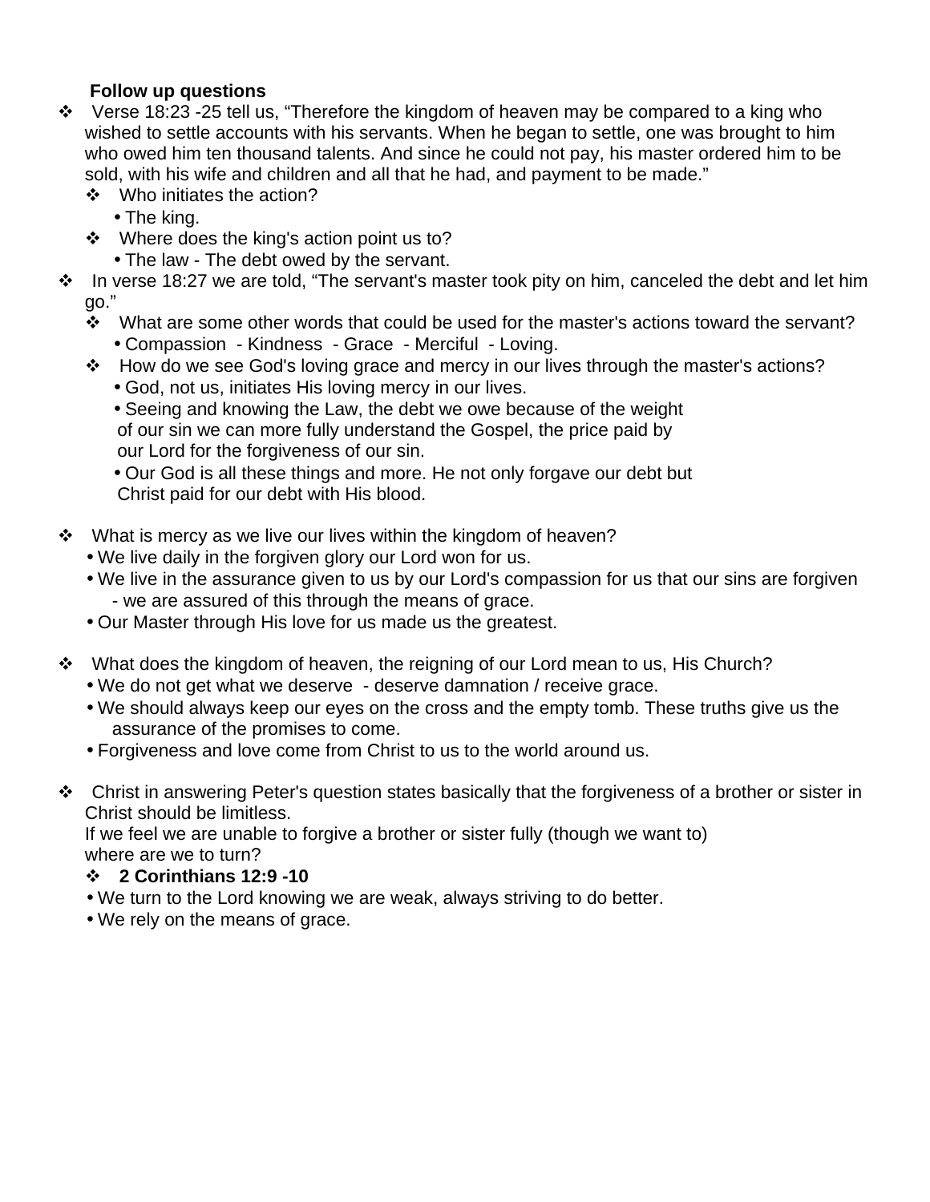**Follow up questions**

- Verse 18:23 -25 tell us, “Therefore the kingdom of heaven may be compared to a king who wished to settle accounts with his servants. When he began to settle, one was brought to him who owed him ten thousand talents. And since he could not pay, his master ordered him to be sold, with his wife and children and all that he had, and payment to be made.”
  - Who initiates the action?
    - The king.
  - Where does the king's action point us to?
    - The law - The debt owed by the servant.
- In verse 18:27 we are told, “The servant's master took pity on him, canceled the debt and let him go.”
  - What are some other words that could be used for the master's actions toward the servant?
    - Compassion - Kindness - Grace - Merciful - Loving.
  - How do we see God's loving grace and mercy in our lives through the master's actions?
    - God, not us, initiates His loving mercy in our lives.
    - Seeing and knowing the Law, the debt we owe because of the weight of our sin we can more fully understand the Gospel, the price paid by our Lord for the forgiveness of our sin.
    - Our God is all these things and more. He not only forgave our debt but Christ paid for our debt with His blood.

- What is mercy as we live our lives within the kingdom of heaven?
  - We live daily in the forgiven glory our Lord won for us.
  - We live in the assurance given to us by our Lord's compassion for us that our sins are forgiven - we are assured of this through the means of grace.
  - Our Master through His love for us made us the greatest.

- What does the kingdom of heaven, the reigning of our Lord mean to us, His Church?
  - We do not get what we deserve - deserve damnation / receive grace.
  - We should always keep our eyes on the cross and the empty tomb. These truths give us the assurance of the promises to come.
  - Forgiveness and love come from Christ to us to the world around us.

- Christ in answering Peter's question states basically that the forgiveness of a brother or sister in Christ should be limitless.
  If we feel we are unable to forgive a brother or sister fully (though we want to) where are we to turn?
  - **2 Corinthians 12:9 -10**
  - We turn to the Lord knowing we are weak, always striving to do better.
  - We rely on the means of grace.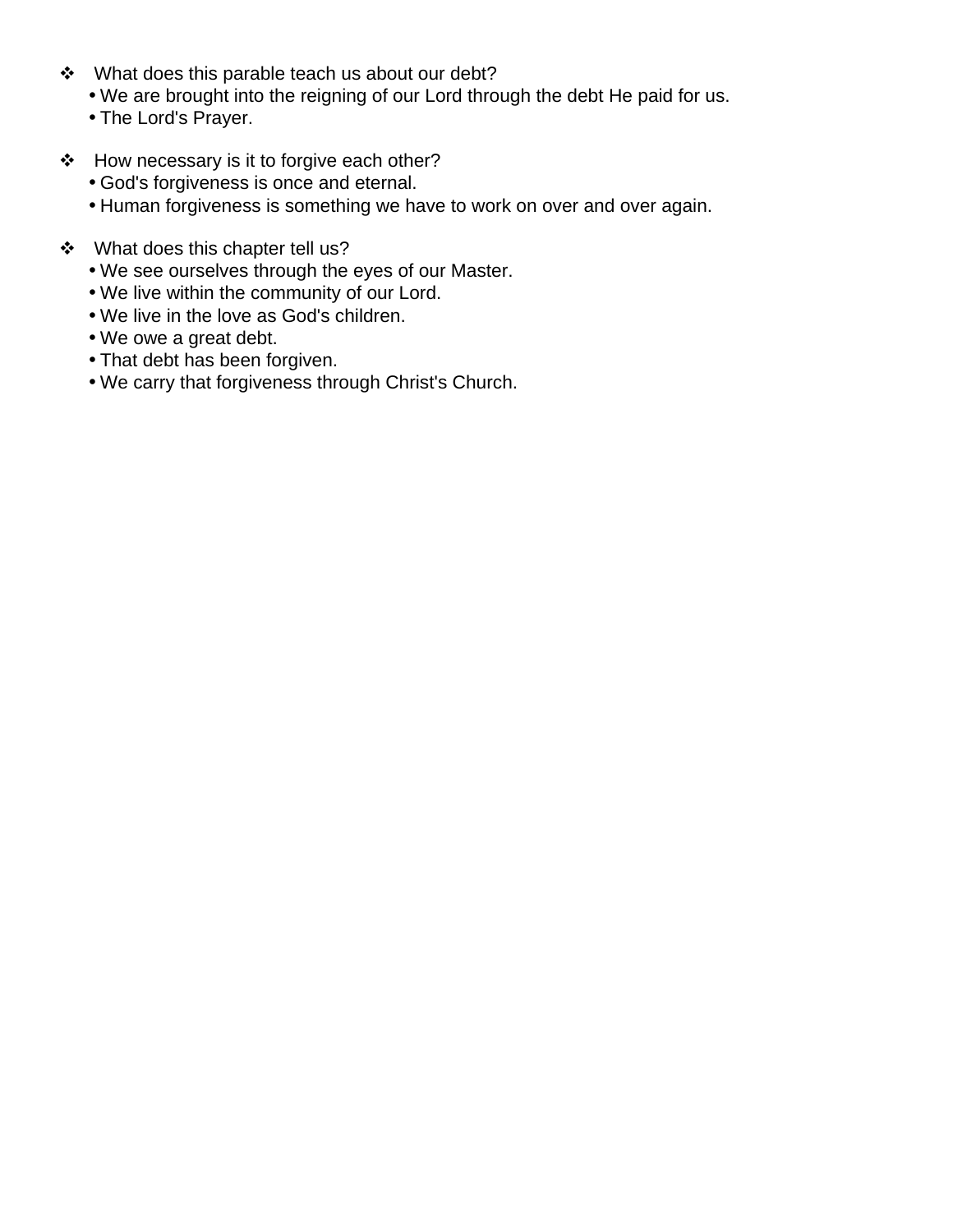- What does this parable teach us about our debt?
  - We are brought into the reigning of our Lord through the debt He paid for us.
  - The Lord's Prayer.

- How necessary is it to forgive each other?
  - God's forgiveness is once and eternal.
  - Human forgiveness is something we have to work on over and over again.

- What does this chapter tell us?
  - We see ourselves through the eyes of our Master.
  - We live within the community of our Lord.
  - We live in the love as God's children.
  - We owe a great debt.
  - That debt has been forgiven.
  - We carry that forgiveness through Christ's Church.